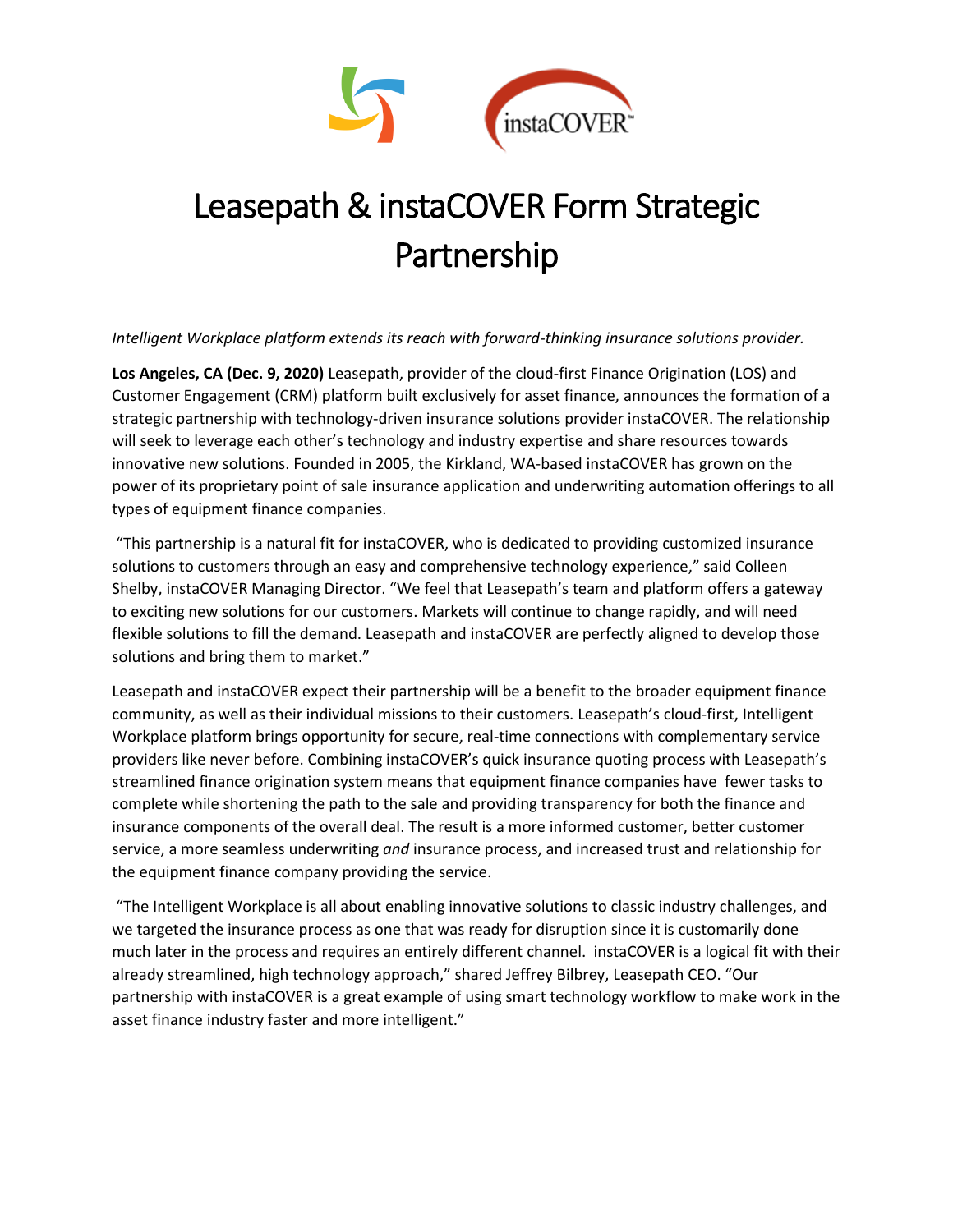# Leasepath & instaCOVER Form Strategic Partnership

*Intelligent Workplace platform extends its reach with forward-thinking insurance solutions provider.*

**Los Angeles, CA (Dec. 9, 2020)** Leasepath, provider of the cloud-first Finance Origination (LOS) and Customer Engagement (CRM) platform built exclusively for asset finance, announces the formation of a strategic partnership with technology-driven insurance solutions provider instaCOVER. The relationship will seek to leverage each other's technology and industry expertise and share resources towards innovative new solutions. Founded in 2005, the Kirkland, WA-based instaCOVER has grown on the power of its proprietary point of sale insurance application and underwriting automation offerings to all types of equipment finance companies.

"This partnership is a natural fit for instaCOVER, who is dedicated to providing customized insurance solutions to customers through an easy and comprehensive technology experience," said Colleen Shelby, instaCOVER Managing Director. "We feel that Leasepath's team and platform offers a gateway to exciting new solutions for our customers. Markets will continue to change rapidly, and will need flexible solutions to fill the demand. Leasepath and instaCOVER are perfectly aligned to develop those solutions and bring them to market."

Leasepath and instaCOVER expect their partnership will be a benefit to the broader equipment finance community, as well as their individual missions to their customers. Leasepath's cloud-first, Intelligent Workplace platform brings opportunity for secure, real-time connections with complementary service providers like never before. Combining instaCOVER's quick insurance quoting process with Leasepath's streamlined finance origination system means that equipment finance companies have fewer tasks to complete while shortening the path to the sale and providing transparency for both the finance and insurance components of the overall deal. The result is a more informed customer, better customer service, a more seamless underwriting *and* insurance process, and increased trust and relationship for the equipment finance company providing the service.

"The Intelligent Workplace is all about enabling innovative solutions to classic industry challenges, and we targeted the insurance process as one that was ready for disruption since it is customarily done much later in the process and requires an entirely different channel. instaCOVER is a logical fit with their already streamlined, high technology approach," shared Jeffrey Bilbrey, Leasepath CEO. "Our partnership with instaCOVER is a great example of using smart technology workflow to make work in the asset finance industry faster and more intelligent."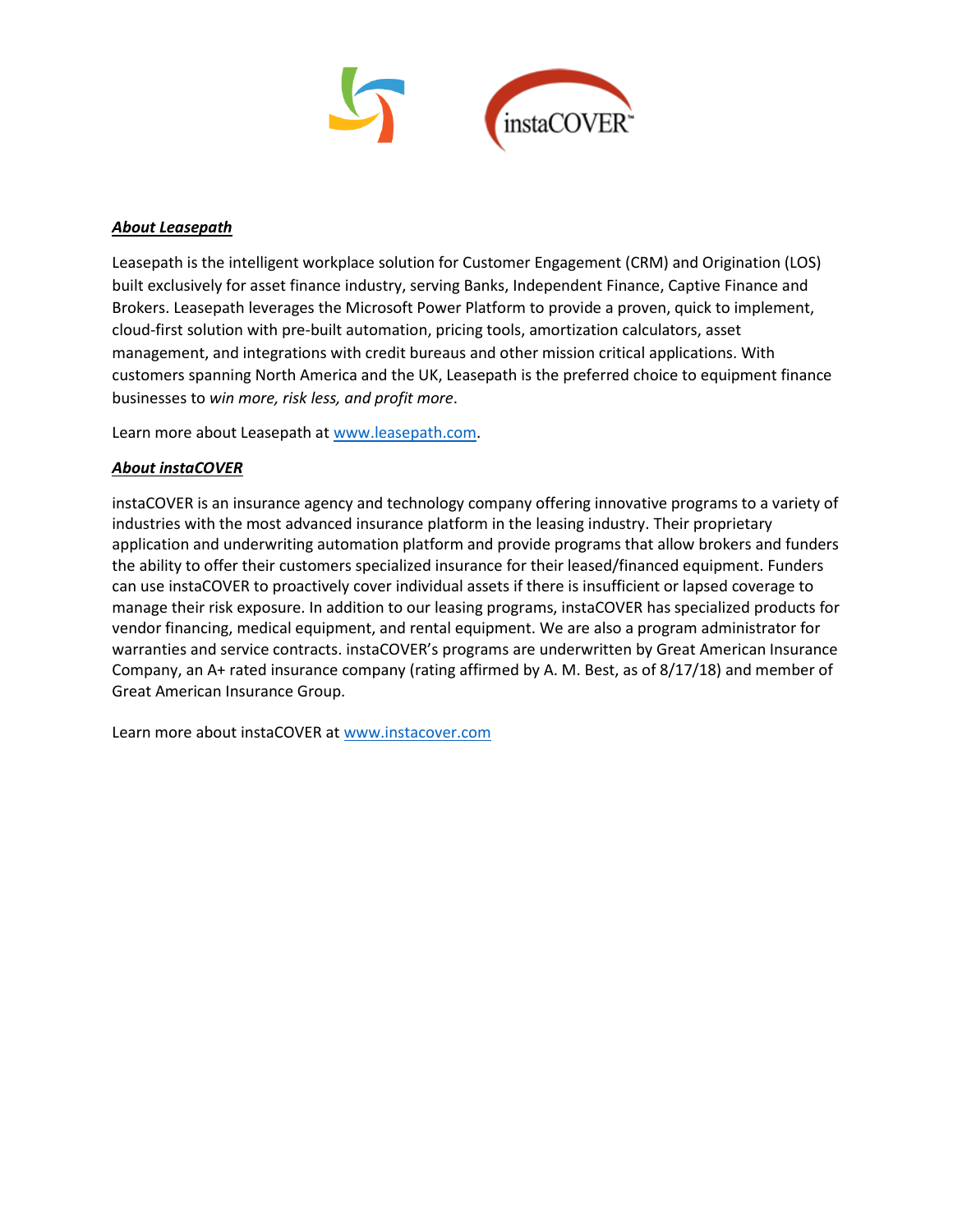***About Leasepath***

Leasepath is the intelligent workplace solution for Customer Engagement (CRM) and Origination (LOS) built exclusively for asset finance industry, serving Banks, Independent Finance, Captive Finance and Brokers. Leasepath leverages the Microsoft Power Platform to provide a proven, quick to implement, cloud-first solution with pre-built automation, pricing tools, amortization calculators, asset management, and integrations with credit bureaus and other mission critical applications. With customers spanning North America and the UK, Leasepath is the preferred choice to equipment finance businesses to *win more, risk less, and profit more*.

Learn more about Leasepath at [www.leasepath.com](http://www.leasepath.com).

***About instaCOVER***

instaCOVER is an insurance agency and technology company offering innovative programs to a variety of industries with the most advanced insurance platform in the leasing industry. Their proprietary application and underwriting automation platform and provide programs that allow brokers and funders the ability to offer their customers specialized insurance for their leased/financed equipment. Funders can use instaCOVER to proactively cover individual assets if there is insufficient or lapsed coverage to manage their risk exposure. In addition to our leasing programs, instaCOVER has specialized products for vendor financing, medical equipment, and rental equipment. We are also a program administrator for warranties and service contracts. instaCOVER's programs are underwritten by Great American Insurance Company, an A+ rated insurance company (rating affirmed by A. M. Best, as of 8/17/18) and member of Great American Insurance Group.

Learn more about instaCOVER at [www.instacover.com](http://www.instacover.com)